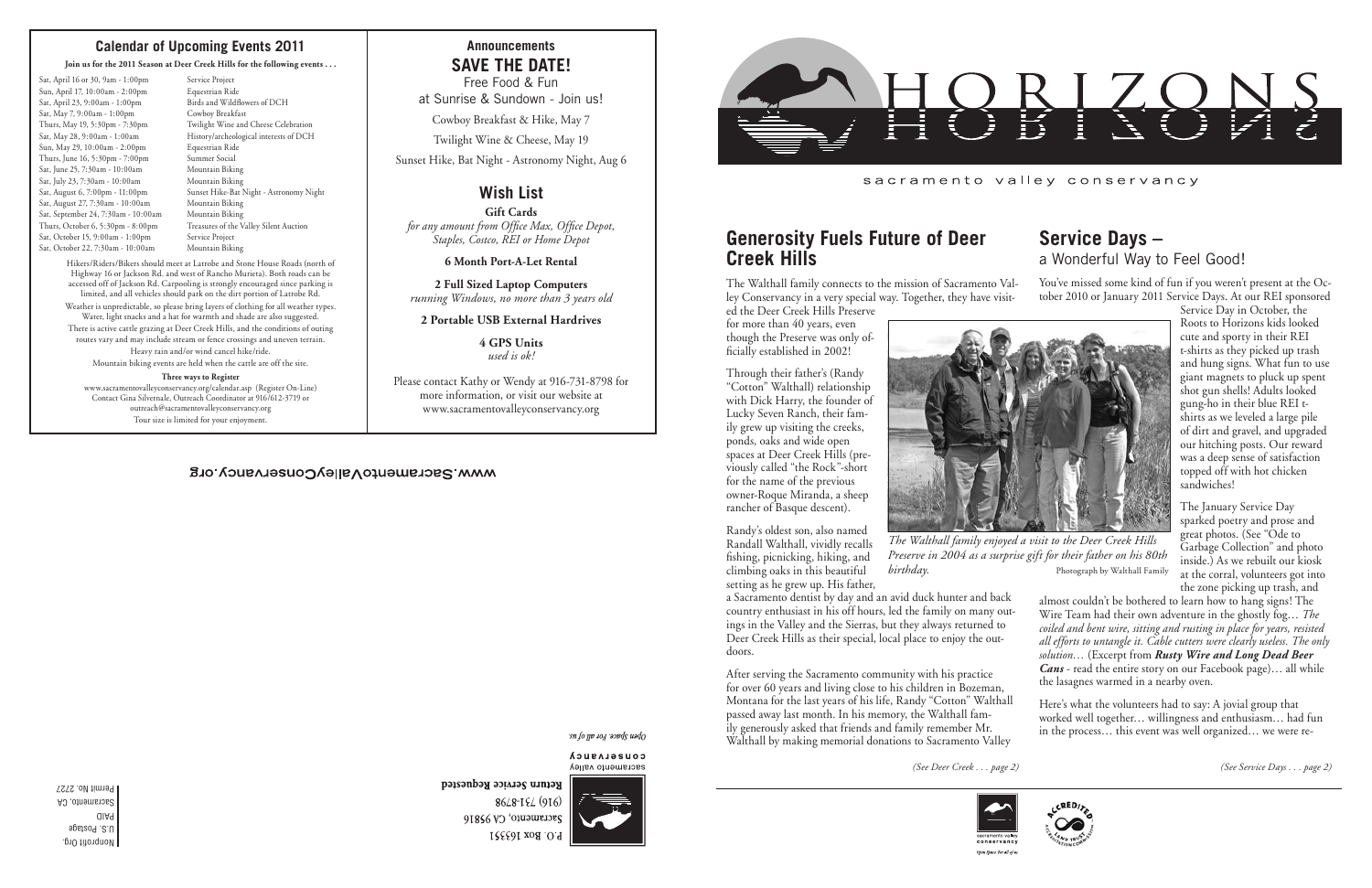## Calendar of Upcoming Events 2011

**Join us for the 2011 Season at Deer Creek Hills for the following events . . .**

| Date | Event |
|---|---|
| Sat, April 16 or 30, 9am - 1:00pm | Service Project |
| Sun, April 17, 10:00am - 2:00pm | Equestrian Ride |
| Sat, April 23, 9:00am - 1:00pm | Birds and Wildflowers of DCH |
| Sat, May 7, 9:00am - 1:00pm | Cowboy Breakfast |
| Thurs, May 19, 5:30pm - 7:30pm | Twilight Wine and Cheese Celebration |
| Sat, May 28, 9:00am - 1:00am | History/archeological interests of DCH |
| Sun, May 29, 10:00am - 2:00pm | Equestrian Ride |
| Thurs, June 16, 5:30pm - 7:00pm | Summer Social |
| Sat, June 25, 7:30am - 10:00am | Mountain Biking |
| Sat, July 23, 7:30am - 10:00am | Mountain Biking |
| Sat, August 6, 7:00pm - 11:00pm | Sunset Hike-Bat Night - Astronomy Night |
| Sat, August 27, 7:30am - 10:00am | Mountain Biking |
| Sat, September 24, 7:30am - 10:00am | Mountain Biking |
| Thurs, October 6, 5:30pm - 8:00pm | Treasures of the Valley Silent Auction |
| Sat, October 15, 9:00am - 1:00pm | Service Project |
| Sat, October 22, 7:30am - 10:00am | Mountain Biking |

Hikers/Riders/Bikers should meet at Latrobe and Stone House Roads (north of Highway 16 or Jackson Rd. and west of Rancho Murieta). Both roads can be accessed off of Jackson Rd. Carpooling is strongly encouraged since parking is limited, and all vehicles should park on the dirt portion of Latrobe Rd.

Weather is unpredictable, so please bring layers of clothing for all weather types. Water, light snacks and a hat for warmth and shade are also suggested.

There is active cattle grazing at Deer Creek Hills, and the conditions of outing routes vary and may include stream or fence crossings and uneven terrain.

Heavy rain and/or wind cancel hike/ride.

Mountain biking events are held when the cattle are off the site.

**Three ways to Register**

www.sacramentovalleyconservancy.org/calendar.asp (Register On-Line)
Contact Gina Silvernale, Outreach Coordinator at 916/612-3719 or outreach@sacramentovalleyconservancy.org

Tour size is limited for your enjoyment.

## Announcements

### SAVE THE DATE!

Free Food & Fun
at Sunrise & Sundown - Join us!

Cowboy Breakfast & Hike, May 7

Twilight Wine & Cheese, May 19

Sunset Hike, Bat Night - Astronomy Night, Aug 6

## Wish List

**Gift Cards**
*for any amount from Office Max, Office Depot, Staples, Costco, REI or Home Depot*

**6 Month Port-A-Let Rental**

**2 Full Sized Laptop Computers**
*running Windows, no more than 3 years old*

**2 Portable USB External Hardrives**

**4 GPS Units**
*used is ok!*

Please contact Kathy or Wendy at 916-731-8798 for more information, or visit our website at www.sacramentovalleyconservancy.org

www.SacramentoValleyConservancy.org

P.O. Box 163351
Sacramento, CA 95816
(916) 731-8798
**Return Service Requested**

sacramento valley conservancy
*Open Space. For all of us.*

Nonprofit Org.
U.S. Postage
PAID
Sacramento, CA
Permit No. 2727

# HORIZONS

sacramento valley conservancy

## Generosity Fuels Future of Deer Creek Hills

The Walthall family connects to the mission of Sacramento Valley Conservancy in a very special way. Together, they have visited the Deer Creek Hills Preserve for more than 40 years, even though the Preserve was only officially established in 2002!

Through their father's (Randy "Cotton" Walthall) relationship with Dick Harry, the founder of Lucky Seven Ranch, their family grew up visiting the creeks, ponds, oaks and wide open spaces at Deer Creek Hills (previously called "the Rock"-short for the name of the previous owner-Roque Miranda, a sheep rancher of Basque descent).

Randy's oldest son, also named Randall Walthall, vividly recalls fishing, picnicking, hiking, and climbing oaks in this beautiful setting as he grew up. His father, a Sacramento dentist by day and an avid duck hunter and back country enthusiast in his off hours, led the family on many outings in the Valley and the Sierras, but they always returned to Deer Creek Hills as their special, local place to enjoy the outdoors.

*The Walthall family enjoyed a visit to the Deer Creek Hills Preserve in 2004 as a surprise gift for their father on his 80th birthday.* Photograph by Walthall Family

After serving the Sacramento community with his practice for over 60 years and living close to his children in Bozeman, Montana for the last years of his life, Randy "Cotton" Walthall passed away last month. In his memory, the Walthall family generously asked that friends and family remember Mr. Walthall by making memorial donations to Sacramento Valley

*(See Deer Creek . . . page 2)*

## Service Days – a Wonderful Way to Feel Good!

You've missed some kind of fun if you weren't present at the October 2010 or January 2011 Service Days. At our REI sponsored Service Day in October, the Roots to Horizons kids looked cute and sporty in their REI t-shirts as they picked up trash and hung signs. What fun to use giant magnets to pluck up spent shot gun shells! Adults looked gung-ho in their blue REI t-shirts as we leveled a large pile of dirt and gravel, and upgraded our hitching posts. Our reward was a deep sense of satisfaction topped off with hot chicken sandwiches!

The January Service Day sparked poetry and prose and great photos. (See "Ode to Garbage Collection" and photo inside.) As we rebuilt our kiosk at the corral, volunteers got into the zone picking up trash, and almost couldn't be bothered to learn how to hang signs! The Wire Team had their own adventure in the ghostly fog… *The coiled and bent wire, sitting and rusting in place for years, resisted all efforts to untangle it. Cable cutters were clearly useless. The only solution…* (Excerpt from ***Rusty Wire and Long Dead Beer Cans*** - read the entire story on our Facebook page)… all while the lasagnes warmed in a nearby oven.

Here's what the volunteers had to say: A jovial group that worked well together… willingness and enthusiasm… had fun in the process… this event was well organized… we were re-

*(See Service Days . . . page 2)*

sacramento valley conservancy
*Open Space. For all of us.*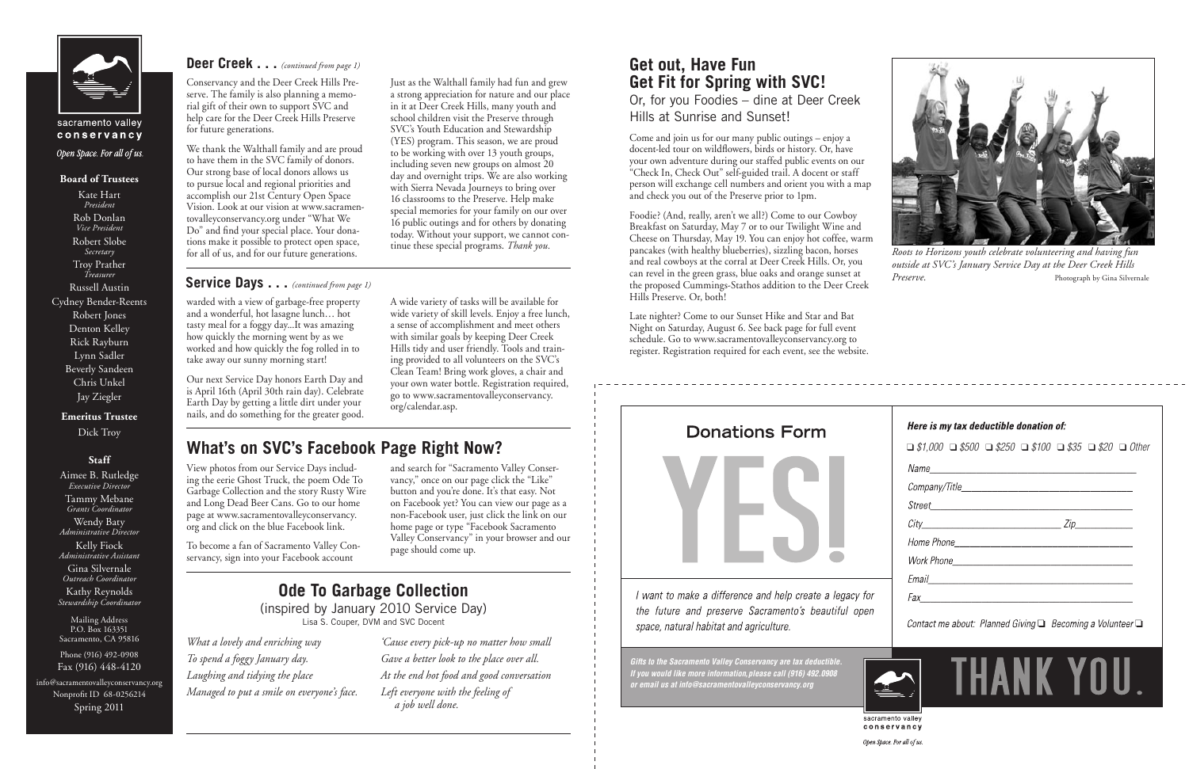sacramento valley
conservancy

*Open Space. For all of us.*

**Board of Trustees**

Kate Hart
*President*

Rob Donlan
*Vice President*

Robert Slobe
*Secretary*

Troy Prather
*Treasurer*

Russell Austin

Cydney Bender-Reents

Robert Jones

Denton Kelley

Rick Rayburn

Lynn Sadler

Beverly Sandeen

Chris Unkel

Jay Ziegler

**Emeritus Trustee**

Dick Troy

**Staff**

Aimee B. Rutledge
*Executive Director*

Tammy Mebane
*Grants Coordinator*

Wendy Baty
*Administrative Director*

Kelly Fiock
*Administrative Assistant*

Gina Silvernale
*Outreach Coordinator*

Kathy Reynolds
*Stewardship Coordinator*

Mailing Address
P.O. Box 163351
Sacramento, CA 95816

Phone (916) 492-0908
Fax (916) 448-4120

info@sacramentovalleyconservancy.org
Nonprofit ID 68-0256214
Spring 2011

## Deer Creek . . . *(continued from page 1)*

Conservancy and the Deer Creek Hills Preserve. The family is also planning a memorial gift of their own to support SVC and help care for the Deer Creek Hills Preserve for future generations.

We thank the Walthall family and are proud to have them in the SVC family of donors. Our strong base of local donors allows us to pursue local and regional priorities and accomplish our 21st Century Open Space Vision. Look at our vision at www.sacramentovalleyconservancy.org under "What We Do" and find your special place. Your donations make it possible to protect open space, for all of us, and for our future generations.

Just as the Walthall family had fun and grew a strong appreciation for nature and our place in it at Deer Creek Hills, many youth and school children visit the Preserve through SVC's Youth Education and Stewardship (YES) program. This season, we are proud to be working with over 13 youth groups, including seven new groups on almost 20 day and overnight trips. We are also working with Sierra Nevada Journeys to bring over 16 classrooms to the Preserve. Help make special memories for your family on our over 16 public outings and for others by donating today. Without your support, we cannot continue these special programs. *Thank you.*

## Service Days . . . *(continued from page 1)*

warded with a view of garbage-free property and a wonderful, hot lasagne lunch… hot tasty meal for a foggy day...It was amazing how quickly the morning went by as we worked and how quickly the fog rolled in to take away our sunny morning start!

Our next Service Day honors Earth Day and is April 16th (April 30th rain day). Celebrate Earth Day by getting a little dirt under your nails, and do something for the greater good.

A wide variety of tasks will be available for wide variety of skill levels. Enjoy a free lunch, a sense of accomplishment and meet others with similar goals by keeping Deer Creek Hills tidy and user friendly. Tools and training provided to all volunteers on the SVC's Clean Team! Bring work gloves, a chair and your own water bottle. Registration required, go to www.sacramentovalleyconservancy.org/calendar.asp.

## What's on SVC's Facebook Page Right Now?

View photos from our Service Days including the eerie Ghost Truck, the poem Ode To Garbage Collection and the story Rusty Wire and Long Dead Beer Cans. Go to our home page at www.sacramentovalleyconservancy.org and click on the blue Facebook link.

To become a fan of Sacramento Valley Conservancy, sign into your Facebook account and search for "Sacramento Valley Conservancy," once on our page click the "Like" button and you're done. It's that easy. Not on Facebook yet? You can view our page as a non-Facebook user, just click the link on our home page or type "Facebook Sacramento Valley Conservancy" in your browser and our page should come up.

## Ode To Garbage Collection

(inspired by January 2010 Service Day)
Lisa S. Couper, DVM and SVC Docent

*What a lovely and enriching way*
*To spend a foggy January day.*
*Laughing and tidying the place*
*Managed to put a smile on everyone's face.*

*'Cause every pick-up no matter how small*
*Gave a better look to the place over all.*
*At the end hot food and good conversation*
*Left everyone with the feeling of*
*a job well done.*

## Get out, Have Fun Get Fit for Spring with SVC!

Or, for you Foodies – dine at Deer Creek Hills at Sunrise and Sunset!

Come and join us for our many public outings – enjoy a docent-led tour on wildflowers, birds or history. Or, have your own adventure during our staffed public events on our "Check In, Check Out" self-guided trail. A docent or staff person will exchange cell numbers and orient you with a map and check you out of the Preserve prior to 1pm.

Foodie? (And, really, aren't we all?) Come to our Cowboy Breakfast on Saturday, May 7 or to our Twilight Wine and Cheese on Thursday, May 19. You can enjoy hot coffee, warm pancakes (with healthy blueberries), sizzling bacon, horses and real cowboys at the corral at Deer Creek Hills. Or, you can revel in the green grass, blue oaks and orange sunset at the proposed Cummings-Stathos addition to the Deer Creek Hills Preserve. Or, both!

Late nighter? Come to our Sunset Hike and Star and Bat Night on Saturday, August 6. See back page for full event schedule. Go to www.sacramentovalleyconservancy.org to register. Registration required for each event, see the website.

*Roots to Horizons youth celebrate volunteering and having fun outside at SVC's January Service Day at the Deer Creek Hills Preserve.* Photograph by Gina Silvernale

## Donations Form

# YES!

*I want to make a difference and help create a legacy for the future and preserve Sacramento's beautiful open space, natural habitat and agriculture.*

***Gifts to the Sacramento Valley Conservancy are tax deductible. If you would like more information, please call (916) 492.0908 or email us at info@sacramentovalleyconservancy.org***

***Here is my tax deductible donation of:***

❑ $1,000 ❑ $500 ❑ $250 ❑ $100 ❑ $35 ❑ $20 ❑ Other

Name_______________________________

Company/Title_______________________________

Street_______________________________

City_____________________ Zip__________

Home Phone_______________________________

Work Phone_______________________________

Email_______________________________

Fax_______________________________

Contact me about: Planned Giving ❑ Becoming a Volunteer ❑

# THANK YOU.

sacramento valley
conservancy

*Open Space. For all of us.*